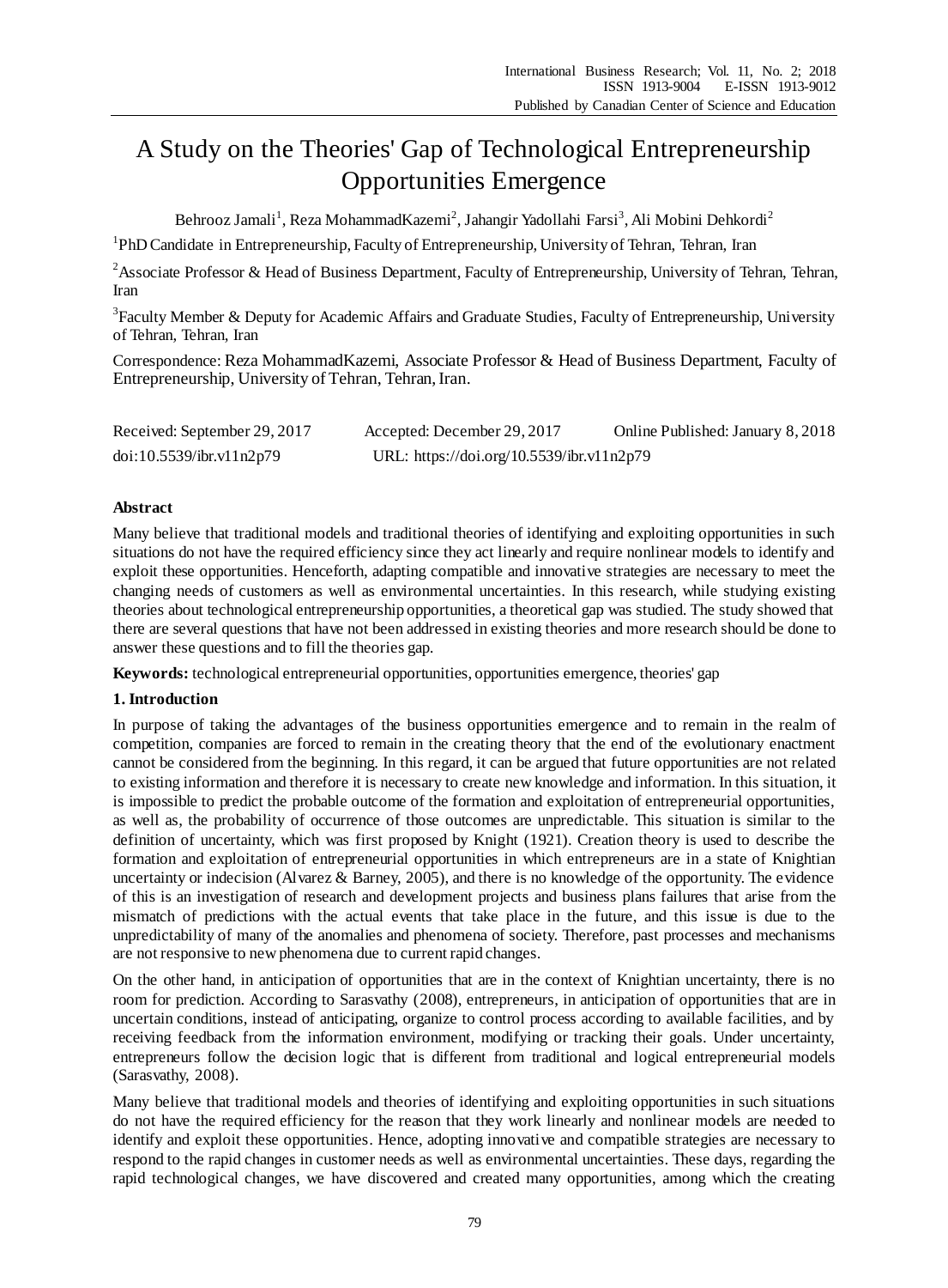# A Study on the Theories' Gap of Technological Entrepreneurship Opportunities Emergence

Behrooz Jamali[1], Reza MohammadKazemi[2], Jahangir Yadollahi Farsi[3], Ali Mobini Dehkordi[2]

[1]PhD Candidate in Entrepreneurship, Faculty of Entrepreneurship, University of Tehran, Tehran, Iran

[2]Associate Professor & Head of Business Department, Faculty of Entrepreneurship, University of Tehran, Tehran, Iran

[3]Faculty Member & Deputy for Academic Affairs and Graduate Studies, Faculty of Entrepreneurship, University of Tehran, Tehran, Iran

Correspondence: Reza MohammadKazemi, Associate Professor & Head of Business Department, Faculty of Entrepreneurship, University of Tehran, Tehran, Iran.

Received: September 29, 2017 Accepted: December 29, 2017 Online Published: January 8, 2018

doi:10.5539/ibr.v11n2p79 URL: https://doi.org/10.5539/ibr.v11n2p79

## Abstract

Many believe that traditional models and traditional theories of identifying and exploiting opportunities in such situations do not have the required efficiency since they act linearly and require nonlinear models to identify and exploit these opportunities. Henceforth, adapting compatible and innovative strategies are necessary to meet the changing needs of customers as well as environmental uncertainties. In this research, while studying existing theories about technological entrepreneurship opportunities, a theoretical gap was studied. The study showed that there are several questions that have not been addressed in existing theories and more research should be done to answer these questions and to fill the theories gap.

**Keywords:** technological entrepreneurial opportunities, opportunities emergence, theories' gap

## 1. Introduction

In purpose of taking the advantages of the business opportunities emergence and to remain in the realm of competition, companies are forced to remain in the creating theory that the end of the evolutionary enactment cannot be considered from the beginning. In this regard, it can be argued that future opportunities are not related to existing information and therefore it is necessary to create new knowledge and information. In this situation, it is impossible to predict the probable outcome of the formation and exploitation of entrepreneurial opportunities, as well as, the probability of occurrence of those outcomes are unpredictable. This situation is similar to the definition of uncertainty, which was first proposed by Knight (1921). Creation theory is used to describe the formation and exploitation of entrepreneurial opportunities in which entrepreneurs are in a state of Knightian uncertainty or indecision (Alvarez & Barney, 2005), and there is no knowledge of the opportunity. The evidence of this is an investigation of research and development projects and business plans failures that arise from the mismatch of predictions with the actual events that take place in the future, and this issue is due to the unpredictability of many of the anomalies and phenomena of society. Therefore, past processes and mechanisms are not responsive to new phenomena due to current rapid changes.

On the other hand, in anticipation of opportunities that are in the context of Knightian uncertainty, there is no room for prediction. According to Sarasvathy (2008), entrepreneurs, in anticipation of opportunities that are in uncertain conditions, instead of anticipating, organize to control process according to available facilities, and by receiving feedback from the information environment, modifying or tracking their goals. Under uncertainty, entrepreneurs follow the decision logic that is different from traditional and logical entrepreneurial models (Sarasvathy, 2008).

Many believe that traditional models and theories of identifying and exploiting opportunities in such situations do not have the required efficiency for the reason that they work linearly and nonlinear models are needed to identify and exploit these opportunities. Hence, adopting innovative and compatible strategies are necessary to respond to the rapid changes in customer needs as well as environmental uncertainties. These days, regarding the rapid technological changes, we have discovered and created many opportunities, among which the creating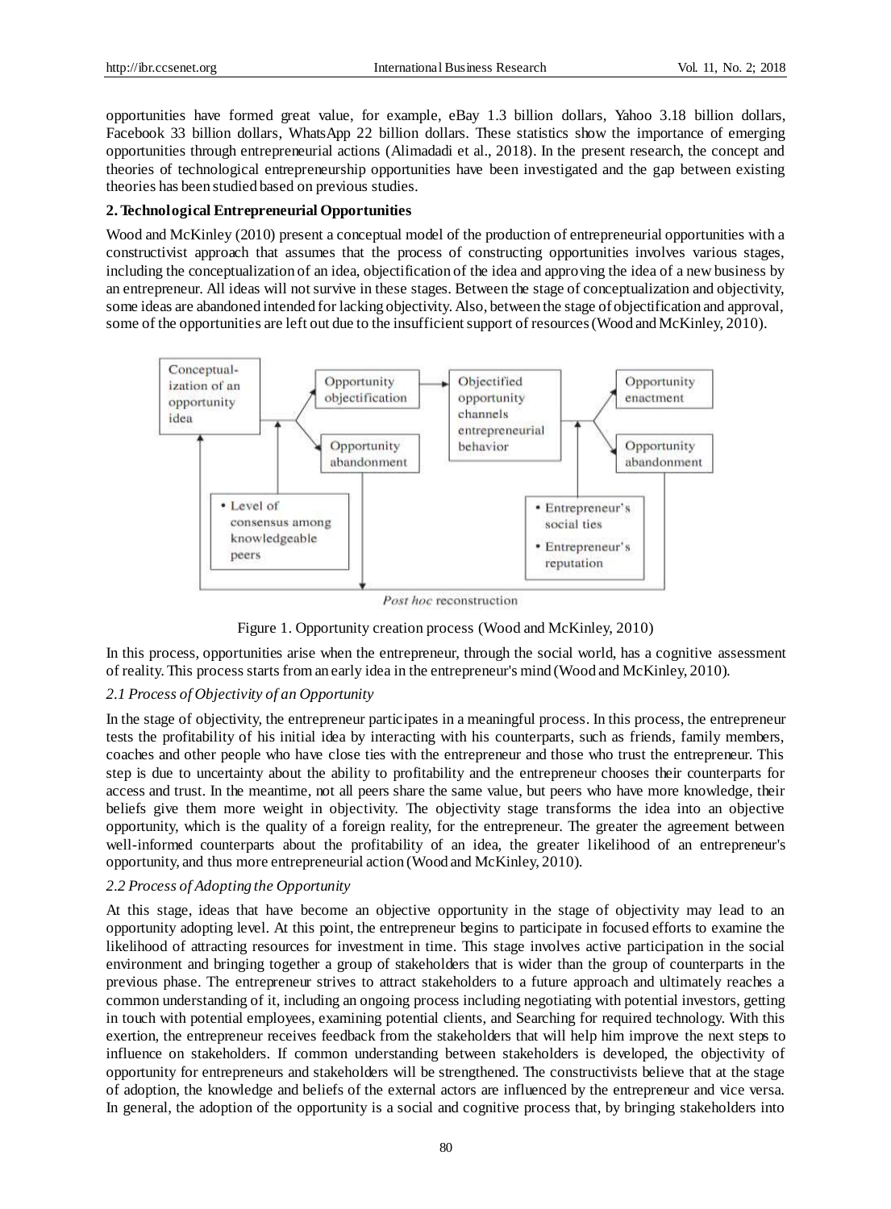opportunities have formed great value, for example, eBay 1.3 billion dollars, Yahoo 3.18 billion dollars, Facebook 33 billion dollars, WhatsApp 22 billion dollars. These statistics show the importance of emerging opportunities through entrepreneurial actions (Alimadadi et al., 2018). In the present research, the concept and theories of technological entrepreneurship opportunities have been investigated and the gap between existing theories has been studied based on previous studies.

## 2. Technological Entrepreneurial Opportunities

Wood and McKinley (2010) present a conceptual model of the production of entrepreneurial opportunities with a constructivist approach that assumes that the process of constructing opportunities involves various stages, including the conceptualization of an idea, objectification of the idea and approving the idea of a new business by an entrepreneur. All ideas will not survive in these stages. Between the stage of conceptualization and objectivity, some ideas are abandoned intended for lacking objectivity. Also, between the stage of objectification and approval, some of the opportunities are left out due to the insufficient support of resources (Wood and McKinley, 2010).

Conceptualization of an opportunity idea

Opportunity objectification

Opportunity abandonment

Objectified opportunity channels entrepreneurial behavior

Opportunity enactment

Opportunity abandonment

• Level of consensus among knowledgeable peers

• Entrepreneur's social ties

• Entrepreneur's reputation

*Post hoc* reconstruction

Figure 1. Opportunity creation process (Wood and McKinley, 2010)

In this process, opportunities arise when the entrepreneur, through the social world, has a cognitive assessment of reality. This process starts from an early idea in the entrepreneur's mind (Wood and McKinley, 2010).

### *2.1 Process of Objectivity of an Opportunity*

In the stage of objectivity, the entrepreneur participates in a meaningful process. In this process, the entrepreneur tests the profitability of his initial idea by interacting with his counterparts, such as friends, family members, coaches and other people who have close ties with the entrepreneur and those who trust the entrepreneur. This step is due to uncertainty about the ability to profitability and the entrepreneur chooses their counterparts for access and trust. In the meantime, not all peers share the same value, but peers who have more knowledge, their beliefs give them more weight in objectivity. The objectivity stage transforms the idea into an objective opportunity, which is the quality of a foreign reality, for the entrepreneur. The greater the agreement between well-informed counterparts about the profitability of an idea, the greater likelihood of an entrepreneur's opportunity, and thus more entrepreneurial action (Wood and McKinley, 2010).

### *2.2 Process of Adopting the Opportunity*

At this stage, ideas that have become an objective opportunity in the stage of objectivity may lead to an opportunity adopting level. At this point, the entrepreneur begins to participate in focused efforts to examine the likelihood of attracting resources for investment in time. This stage involves active participation in the social environment and bringing together a group of stakeholders that is wider than the group of counterparts in the previous phase. The entrepreneur strives to attract stakeholders to a future approach and ultimately reaches a common understanding of it, including an ongoing process including negotiating with potential investors, getting in touch with potential employees, examining potential clients, and Searching for required technology. With this exertion, the entrepreneur receives feedback from the stakeholders that will help him improve the next steps to influence on stakeholders. If common understanding between stakeholders is developed, the objectivity of opportunity for entrepreneurs and stakeholders will be strengthened. The constructivists believe that at the stage of adoption, the knowledge and beliefs of the external actors are influenced by the entrepreneur and vice versa. In general, the adoption of the opportunity is a social and cognitive process that, by bringing stakeholders into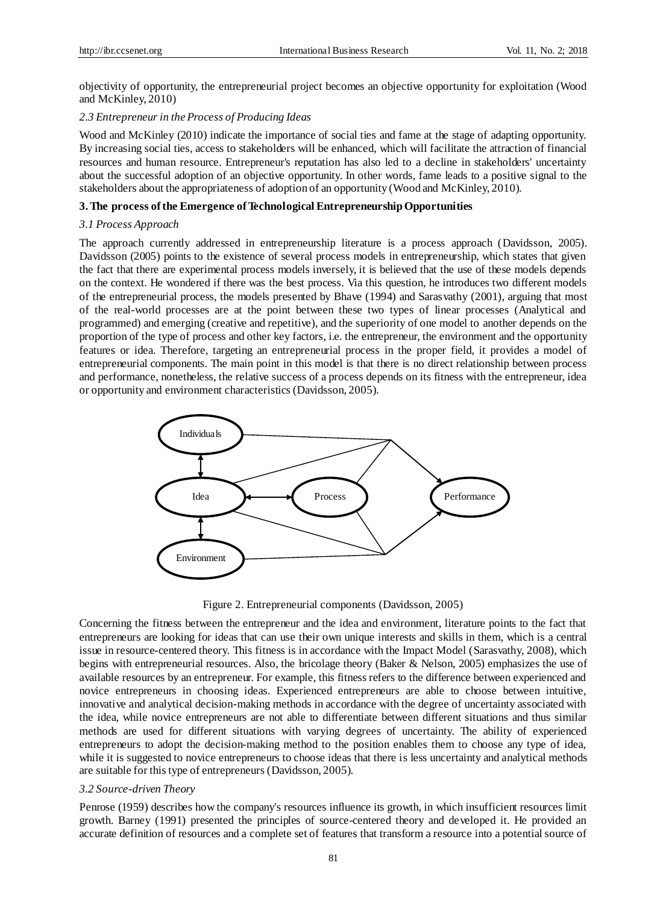objectivity of opportunity, the entrepreneurial project becomes an objective opportunity for exploitation (Wood and McKinley, 2010)

### *2.3 Entrepreneur in the Process of Producing Ideas*

Wood and McKinley (2010) indicate the importance of social ties and fame at the stage of adapting opportunity. By increasing social ties, access to stakeholders will be enhanced, which will facilitate the attraction of financial resources and human resource. Entrepreneur's reputation has also led to a decline in stakeholders' uncertainty about the successful adoption of an objective opportunity. In other words, fame leads to a positive signal to the stakeholders about the appropriateness of adoption of an opportunity (Wood and McKinley, 2010).

## 3. The process of the Emergence of Technological Entrepreneurship Opportunities

### *3.1 Process Approach*

The approach currently addressed in entrepreneurship literature is a process approach (Davidsson, 2005). Davidsson (2005) points to the existence of several process models in entrepreneurship, which states that given the fact that there are experimental process models inversely, it is believed that the use of these models depends on the context. He wondered if there was the best process. Via this question, he introduces two different models of the entrepreneurial process, the models presented by Bhave (1994) and Sarasvathy (2001), arguing that most of the real-world processes are at the point between these two types of linear processes (Analytical and programmed) and emerging (creative and repetitive), and the superiority of one model to another depends on the proportion of the type of process and other key factors, i.e. the entrepreneur, the environment and the opportunity features or idea. Therefore, targeting an entrepreneurial process in the proper field, it provides a model of entrepreneurial components. The main point in this model is that there is no direct relationship between process and performance, nonetheless, the relative success of a process depends on its fitness with the entrepreneur, idea or opportunity and environment characteristics (Davidsson, 2005).

Individuals
Idea
Process
Performance
Environment

Figure 2. Entrepreneurial components (Davidsson, 2005)

Concerning the fitness between the entrepreneur and the idea and environment, literature points to the fact that entrepreneurs are looking for ideas that can use their own unique interests and skills in them, which is a central issue in resource-centered theory. This fitness is in accordance with the Impact Model (Sarasvathy, 2008), which begins with entrepreneurial resources. Also, the bricolage theory (Baker & Nelson, 2005) emphasizes the use of available resources by an entrepreneur. For example, this fitness refers to the difference between experienced and novice entrepreneurs in choosing ideas. Experienced entrepreneurs are able to choose between intuitive, innovative and analytical decision-making methods in accordance with the degree of uncertainty associated with the idea, while novice entrepreneurs are not able to differentiate between different situations and thus similar methods are used for different situations with varying degrees of uncertainty. The ability of experienced entrepreneurs to adopt the decision-making method to the position enables them to choose any type of idea, while it is suggested to novice entrepreneurs to choose ideas that there is less uncertainty and analytical methods are suitable for this type of entrepreneurs (Davidsson, 2005).

### *3.2 Source-driven Theory*

Penrose (1959) describes how the company's resources influence its growth, in which insufficient resources limit growth. Barney (1991) presented the principles of source-centered theory and developed it. He provided an accurate definition of resources and a complete set of features that transform a resource into a potential source of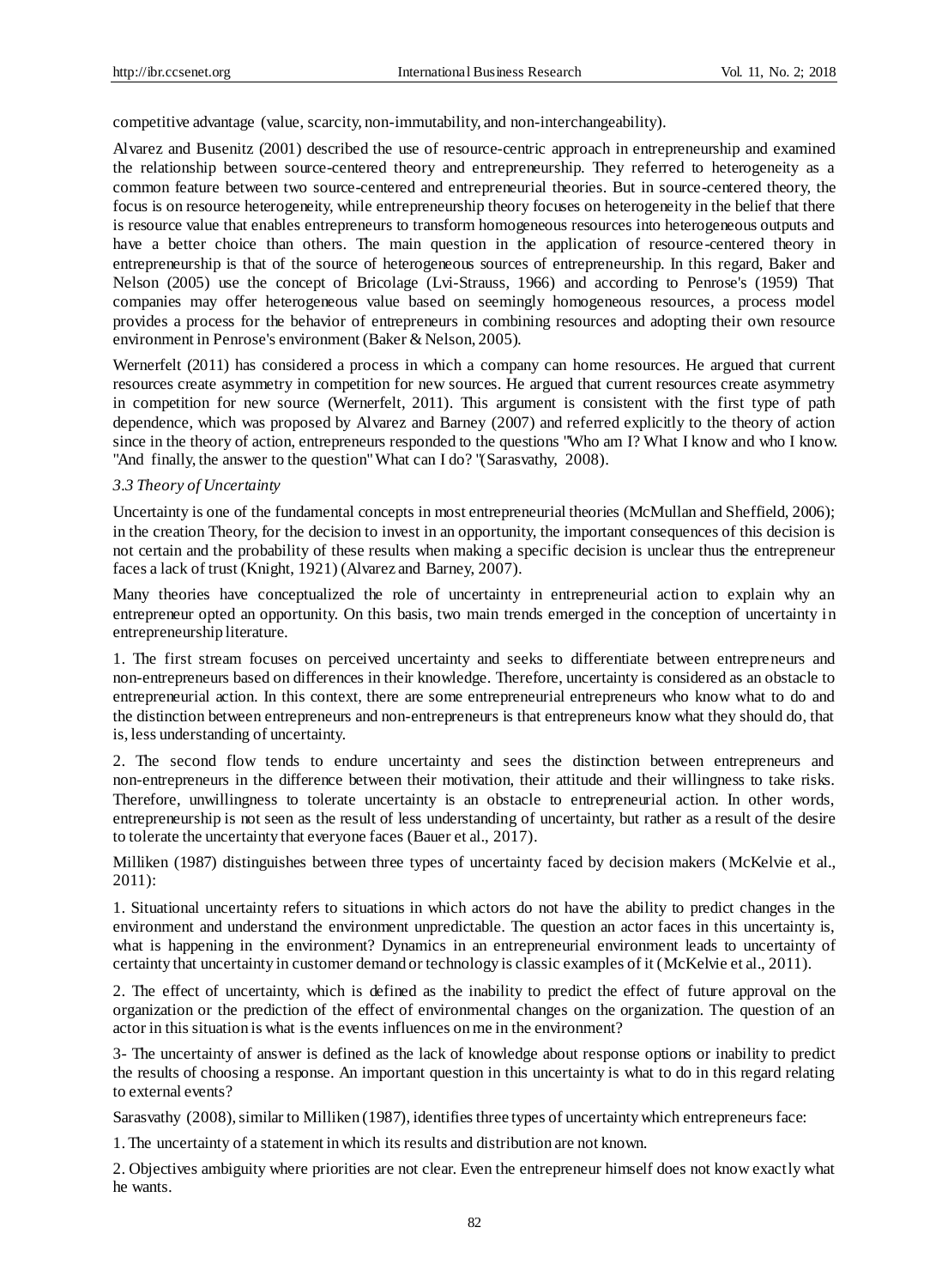competitive advantage (value, scarcity, non-immutability, and non-interchangeability).

Alvarez and Busenitz (2001) described the use of resource-centric approach in entrepreneurship and examined the relationship between source-centered theory and entrepreneurship. They referred to heterogeneity as a common feature between two source-centered and entrepreneurial theories. But in source-centered theory, the focus is on resource heterogeneity, while entrepreneurship theory focuses on heterogeneity in the belief that there is resource value that enables entrepreneurs to transform homogeneous resources into heterogeneous outputs and have a better choice than others. The main question in the application of resource-centered theory in entrepreneurship is that of the source of heterogeneous sources of entrepreneurship. In this regard, Baker and Nelson (2005) use the concept of Bricolage (Lvi-Strauss, 1966) and according to Penrose's (1959) That companies may offer heterogeneous value based on seemingly homogeneous resources, a process model provides a process for the behavior of entrepreneurs in combining resources and adopting their own resource environment in Penrose's environment (Baker & Nelson, 2005).

Wernerfelt (2011) has considered a process in which a company can home resources. He argued that current resources create asymmetry in competition for new sources. He argued that current resources create asymmetry in competition for new source (Wernerfelt, 2011). This argument is consistent with the first type of path dependence, which was proposed by Alvarez and Barney (2007) and referred explicitly to the theory of action since in the theory of action, entrepreneurs responded to the questions "Who am I? What I know and who I know. "And finally, the answer to the question" What can I do? "(Sarasvathy, 2008).

### *3.3 Theory of Uncertainty*

Uncertainty is one of the fundamental concepts in most entrepreneurial theories (McMullan and Sheffield, 2006); in the creation Theory, for the decision to invest in an opportunity, the important consequences of this decision is not certain and the probability of these results when making a specific decision is unclear thus the entrepreneur faces a lack of trust (Knight, 1921) (Alvarez and Barney, 2007).

Many theories have conceptualized the role of uncertainty in entrepreneurial action to explain why an entrepreneur opted an opportunity. On this basis, two main trends emerged in the conception of uncertainty in entrepreneurship literature.

1. The first stream focuses on perceived uncertainty and seeks to differentiate between entrepreneurs and non-entrepreneurs based on differences in their knowledge. Therefore, uncertainty is considered as an obstacle to entrepreneurial action. In this context, there are some entrepreneurial entrepreneurs who know what to do and the distinction between entrepreneurs and non-entrepreneurs is that entrepreneurs know what they should do, that is, less understanding of uncertainty.

2. The second flow tends to endure uncertainty and sees the distinction between entrepreneurs and non-entrepreneurs in the difference between their motivation, their attitude and their willingness to take risks. Therefore, unwillingness to tolerate uncertainty is an obstacle to entrepreneurial action. In other words, entrepreneurship is not seen as the result of less understanding of uncertainty, but rather as a result of the desire to tolerate the uncertainty that everyone faces (Bauer et al., 2017).

Milliken (1987) distinguishes between three types of uncertainty faced by decision makers (McKelvie et al., 2011):

1. Situational uncertainty refers to situations in which actors do not have the ability to predict changes in the environment and understand the environment unpredictable. The question an actor faces in this uncertainty is, what is happening in the environment? Dynamics in an entrepreneurial environment leads to uncertainty of certainty that uncertainty in customer demand or technology is classic examples of it (McKelvie et al., 2011).

2. The effect of uncertainty, which is defined as the inability to predict the effect of future approval on the organization or the prediction of the effect of environmental changes on the organization. The question of an actor in this situation is what is the events influences on me in the environment?

3- The uncertainty of answer is defined as the lack of knowledge about response options or inability to predict the results of choosing a response. An important question in this uncertainty is what to do in this regard relating to external events?

Sarasvathy (2008), similar to Milliken (1987), identifies three types of uncertainty which entrepreneurs face:

1. The uncertainty of a statement in which its results and distribution are not known.

2. Objectives ambiguity where priorities are not clear. Even the entrepreneur himself does not know exactly what he wants.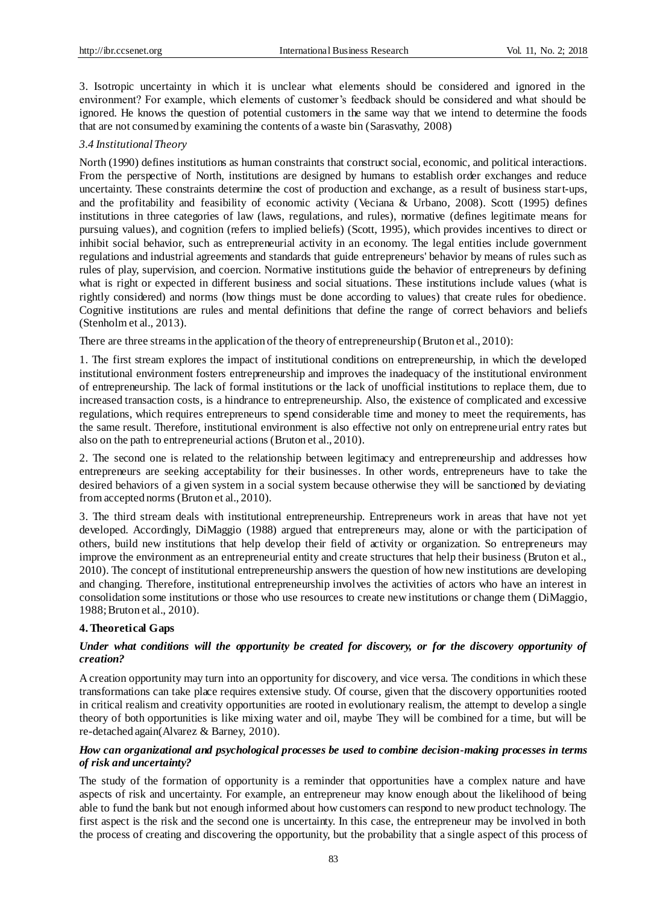3. Isotropic uncertainty in which it is unclear what elements should be considered and ignored in the environment? For example, which elements of customer's feedback should be considered and what should be ignored. He knows the question of potential customers in the same way that we intend to determine the foods that are not consumed by examining the contents of a waste bin (Sarasvathy, 2008)

### *3.4 Institutional Theory*

North (1990) defines institutions as human constraints that construct social, economic, and political interactions. From the perspective of North, institutions are designed by humans to establish order exchanges and reduce uncertainty. These constraints determine the cost of production and exchange, as a result of business start-ups, and the profitability and feasibility of economic activity (Veciana & Urbano, 2008). Scott (1995) defines institutions in three categories of law (laws, regulations, and rules), normative (defines legitimate means for pursuing values), and cognition (refers to implied beliefs) (Scott, 1995), which provides incentives to direct or inhibit social behavior, such as entrepreneurial activity in an economy. The legal entities include government regulations and industrial agreements and standards that guide entrepreneurs' behavior by means of rules such as rules of play, supervision, and coercion. Normative institutions guide the behavior of entrepreneurs by defining what is right or expected in different business and social situations. These institutions include values (what is rightly considered) and norms (how things must be done according to values) that create rules for obedience. Cognitive institutions are rules and mental definitions that define the range of correct behaviors and beliefs (Stenholm et al., 2013).

There are three streams in the application of the theory of entrepreneurship (Bruton et al., 2010):

1. The first stream explores the impact of institutional conditions on entrepreneurship, in which the developed institutional environment fosters entrepreneurship and improves the inadequacy of the institutional environment of entrepreneurship. The lack of formal institutions or the lack of unofficial institutions to replace them, due to increased transaction costs, is a hindrance to entrepreneurship. Also, the existence of complicated and excessive regulations, which requires entrepreneurs to spend considerable time and money to meet the requirements, has the same result. Therefore, institutional environment is also effective not only on entrepreneurial entry rates but also on the path to entrepreneurial actions (Bruton et al., 2010).

2. The second one is related to the relationship between legitimacy and entrepreneurship and addresses how entrepreneurs are seeking acceptability for their businesses. In other words, entrepreneurs have to take the desired behaviors of a given system in a social system because otherwise they will be sanctioned by deviating from accepted norms (Bruton et al., 2010).

3. The third stream deals with institutional entrepreneurship. Entrepreneurs work in areas that have not yet developed. Accordingly, DiMaggio (1988) argued that entrepreneurs may, alone or with the participation of others, build new institutions that help develop their field of activity or organization. So entrepreneurs may improve the environment as an entrepreneurial entity and create structures that help their business (Bruton et al., 2010). The concept of institutional entrepreneurship answers the question of how new institutions are developing and changing. Therefore, institutional entrepreneurship involves the activities of actors who have an interest in consolidation some institutions or those who use resources to create new institutions or change them (DiMaggio, 1988; Bruton et al., 2010).

## 4. Theoretical Gaps

#### ***Under what conditions will the opportunity be created for discovery, or for the discovery opportunity of creation?***

A creation opportunity may turn into an opportunity for discovery, and vice versa. The conditions in which these transformations can take place requires extensive study. Of course, given that the discovery opportunities rooted in critical realism and creativity opportunities are rooted in evolutionary realism, the attempt to develop a single theory of both opportunities is like mixing water and oil, maybe They will be combined for a time, but will be re-detached again(Alvarez & Barney, 2010).

#### ***How can organizational and psychological processes be used to combine decision-making processes in terms of risk and uncertainty?***

The study of the formation of opportunity is a reminder that opportunities have a complex nature and have aspects of risk and uncertainty. For example, an entrepreneur may know enough about the likelihood of being able to fund the bank but not enough informed about how customers can respond to new product technology. The first aspect is the risk and the second one is uncertainty. In this case, the entrepreneur may be involved in both the process of creating and discovering the opportunity, but the probability that a single aspect of this process of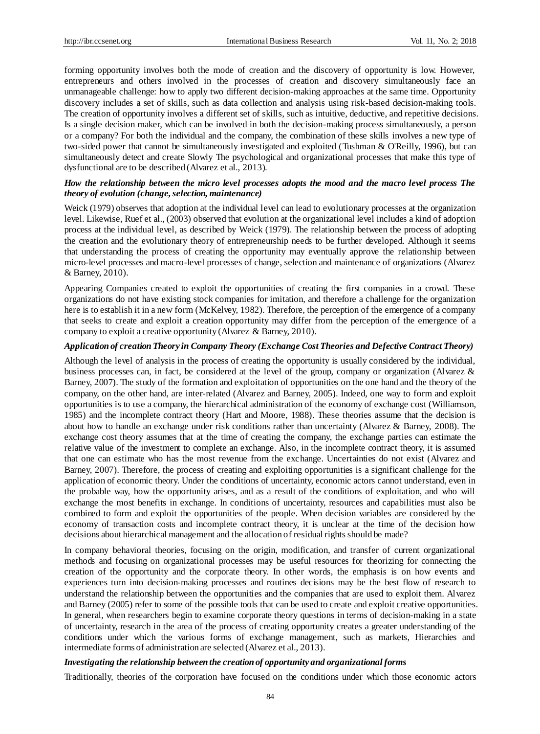forming opportunity involves both the mode of creation and the discovery of opportunity is low. However, entrepreneurs and others involved in the processes of creation and discovery simultaneously face an unmanageable challenge: how to apply two different decision-making approaches at the same time. Opportunity discovery includes a set of skills, such as data collection and analysis using risk-based decision-making tools. The creation of opportunity involves a different set of skills, such as intuitive, deductive, and repetitive decisions. Is a single decision maker, which can be involved in both the decision-making process simultaneously, a person or a company? For both the individual and the company, the combination of these skills involves a new type of two-sided power that cannot be simultaneously investigated and exploited (Tushman & O'Reilly, 1996), but can simultaneously detect and create Slowly The psychological and organizational processes that make this type of dysfunctional are to be described (Alvarez et al., 2013).

***How the relationship between the micro level processes adopts the mood and the macro level process The theory of evolution (change, selection, maintenance)***

Weick (1979) observes that adoption at the individual level can lead to evolutionary processes at the organization level. Likewise, Ruef et al., (2003) observed that evolution at the organizational level includes a kind of adoption process at the individual level, as described by Weick (1979). The relationship between the process of adopting the creation and the evolutionary theory of entrepreneurship needs to be further developed. Although it seems that understanding the process of creating the opportunity may eventually approve the relationship between micro-level processes and macro-level processes of change, selection and maintenance of organizations (Alvarez & Barney, 2010).

Appearing Companies created to exploit the opportunities of creating the first companies in a crowd. These organizations do not have existing stock companies for imitation, and therefore a challenge for the organization here is to establish it in a new form (McKelvey, 1982). Therefore, the perception of the emergence of a company that seeks to create and exploit a creation opportunity may differ from the perception of the emergence of a company to exploit a creative opportunity (Alvarez & Barney, 2010).

***Application of creation Theory in Company Theory (Exchange Cost Theories and Defective Contract Theory)***

Although the level of analysis in the process of creating the opportunity is usually considered by the individual, business processes can, in fact, be considered at the level of the group, company or organization (Alvarez & Barney, 2007). The study of the formation and exploitation of opportunities on the one hand and the theory of the company, on the other hand, are inter-related (Alvarez and Barney, 2005). Indeed, one way to form and exploit opportunities is to use a company, the hierarchical administration of the economy of exchange cost (Williamson, 1985) and the incomplete contract theory (Hart and Moore, 1988). These theories assume that the decision is about how to handle an exchange under risk conditions rather than uncertainty (Alvarez & Barney, 2008). The exchange cost theory assumes that at the time of creating the company, the exchange parties can estimate the relative value of the investment to complete an exchange. Also, in the incomplete contract theory, it is assumed that one can estimate who has the most revenue from the exchange. Uncertainties do not exist (Alvarez and Barney, 2007). Therefore, the process of creating and exploiting opportunities is a significant challenge for the application of economic theory. Under the conditions of uncertainty, economic actors cannot understand, even in the probable way, how the opportunity arises, and as a result of the conditions of exploitation, and who will exchange the most benefits in exchange. In conditions of uncertainty, resources and capabilities must also be combined to form and exploit the opportunities of the people. When decision variables are considered by the economy of transaction costs and incomplete contract theory, it is unclear at the time of the decision how decisions about hierarchical management and the allocation of residual rights should be made?

In company behavioral theories, focusing on the origin, modification, and transfer of current organizational methods and focusing on organizational processes may be useful resources for theorizing for connecting the creation of the opportunity and the corporate theory. In other words, the emphasis is on how events and experiences turn into decision-making processes and routines decisions may be the best flow of research to understand the relationship between the opportunities and the companies that are used to exploit them. Alvarez and Barney (2005) refer to some of the possible tools that can be used to create and exploit creative opportunities. In general, when researchers begin to examine corporate theory questions in terms of decision-making in a state of uncertainty, research in the area of the process of creating opportunity creates a greater understanding of the conditions under which the various forms of exchange management, such as markets, Hierarchies and intermediate forms of administration are selected (Alvarez et al., 2013).

***Investigating the relationship between the creation of opportunity and organizational forms***

Traditionally, theories of the corporation have focused on the conditions under which those economic actors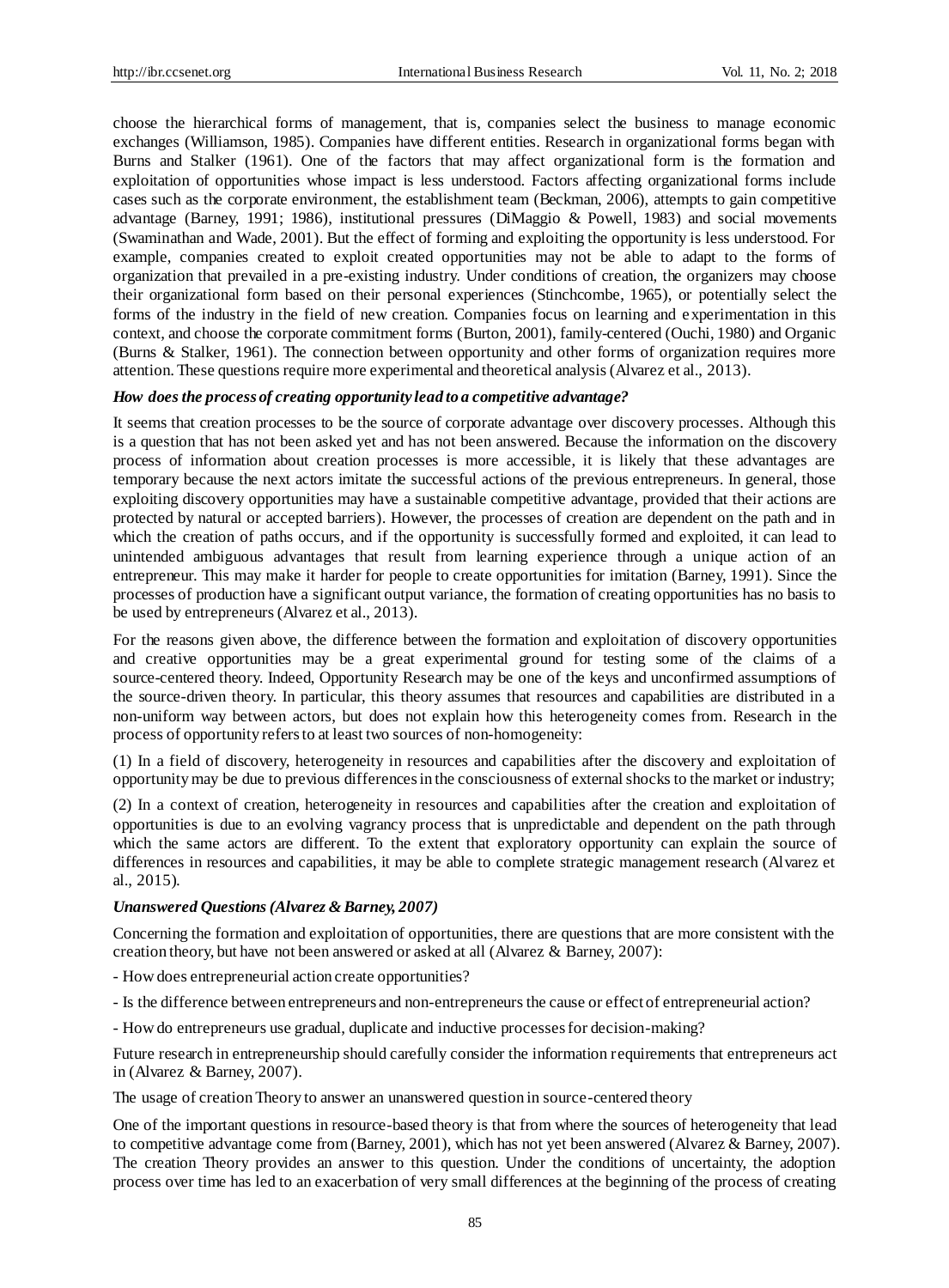choose the hierarchical forms of management, that is, companies select the business to manage economic exchanges (Williamson, 1985). Companies have different entities. Research in organizational forms began with Burns and Stalker (1961). One of the factors that may affect organizational form is the formation and exploitation of opportunities whose impact is less understood. Factors affecting organizational forms include cases such as the corporate environment, the establishment team (Beckman, 2006), attempts to gain competitive advantage (Barney, 1991; 1986), institutional pressures (DiMaggio & Powell, 1983) and social movements (Swaminathan and Wade, 2001). But the effect of forming and exploiting the opportunity is less understood. For example, companies created to exploit created opportunities may not be able to adapt to the forms of organization that prevailed in a pre-existing industry. Under conditions of creation, the organizers may choose their organizational form based on their personal experiences (Stinchcombe, 1965), or potentially select the forms of the industry in the field of new creation. Companies focus on learning and experimentation in this context, and choose the corporate commitment forms (Burton, 2001), family-centered (Ouchi, 1980) and Organic (Burns & Stalker, 1961). The connection between opportunity and other forms of organization requires more attention. These questions require more experimental and theoretical analysis (Alvarez et al., 2013).

***How does the process of creating opportunity lead to a competitive advantage?***

It seems that creation processes to be the source of corporate advantage over discovery processes. Although this is a question that has not been asked yet and has not been answered. Because the information on the discovery process of information about creation processes is more accessible, it is likely that these advantages are temporary because the next actors imitate the successful actions of the previous entrepreneurs. In general, those exploiting discovery opportunities may have a sustainable competitive advantage, provided that their actions are protected by natural or accepted barriers). However, the processes of creation are dependent on the path and in which the creation of paths occurs, and if the opportunity is successfully formed and exploited, it can lead to unintended ambiguous advantages that result from learning experience through a unique action of an entrepreneur. This may make it harder for people to create opportunities for imitation (Barney, 1991). Since the processes of production have a significant output variance, the formation of creating opportunities has no basis to be used by entrepreneurs (Alvarez et al., 2013).

For the reasons given above, the difference between the formation and exploitation of discovery opportunities and creative opportunities may be a great experimental ground for testing some of the claims of a source-centered theory. Indeed, Opportunity Research may be one of the keys and unconfirmed assumptions of the source-driven theory. In particular, this theory assumes that resources and capabilities are distributed in a non-uniform way between actors, but does not explain how this heterogeneity comes from. Research in the process of opportunity refers to at least two sources of non-homogeneity:

(1) In a field of discovery, heterogeneity in resources and capabilities after the discovery and exploitation of opportunity may be due to previous differences in the consciousness of external shocks to the market or industry;

(2) In a context of creation, heterogeneity in resources and capabilities after the creation and exploitation of opportunities is due to an evolving vagrancy process that is unpredictable and dependent on the path through which the same actors are different. To the extent that exploratory opportunity can explain the source of differences in resources and capabilities, it may be able to complete strategic management research (Alvarez et al., 2015).

***Unanswered Questions (Alvarez & Barney, 2007)***

Concerning the formation and exploitation of opportunities, there are questions that are more consistent with the creation theory, but have not been answered or asked at all (Alvarez & Barney, 2007):

- How does entrepreneurial action create opportunities?

- Is the difference between entrepreneurs and non-entrepreneurs the cause or effect of entrepreneurial action?

- How do entrepreneurs use gradual, duplicate and inductive processes for decision-making?

Future research in entrepreneurship should carefully consider the information requirements that entrepreneurs act in (Alvarez & Barney, 2007).

The usage of creation Theory to answer an unanswered question in source-centered theory

One of the important questions in resource-based theory is that from where the sources of heterogeneity that lead to competitive advantage come from (Barney, 2001), which has not yet been answered (Alvarez & Barney, 2007). The creation Theory provides an answer to this question. Under the conditions of uncertainty, the adoption process over time has led to an exacerbation of very small differences at the beginning of the process of creating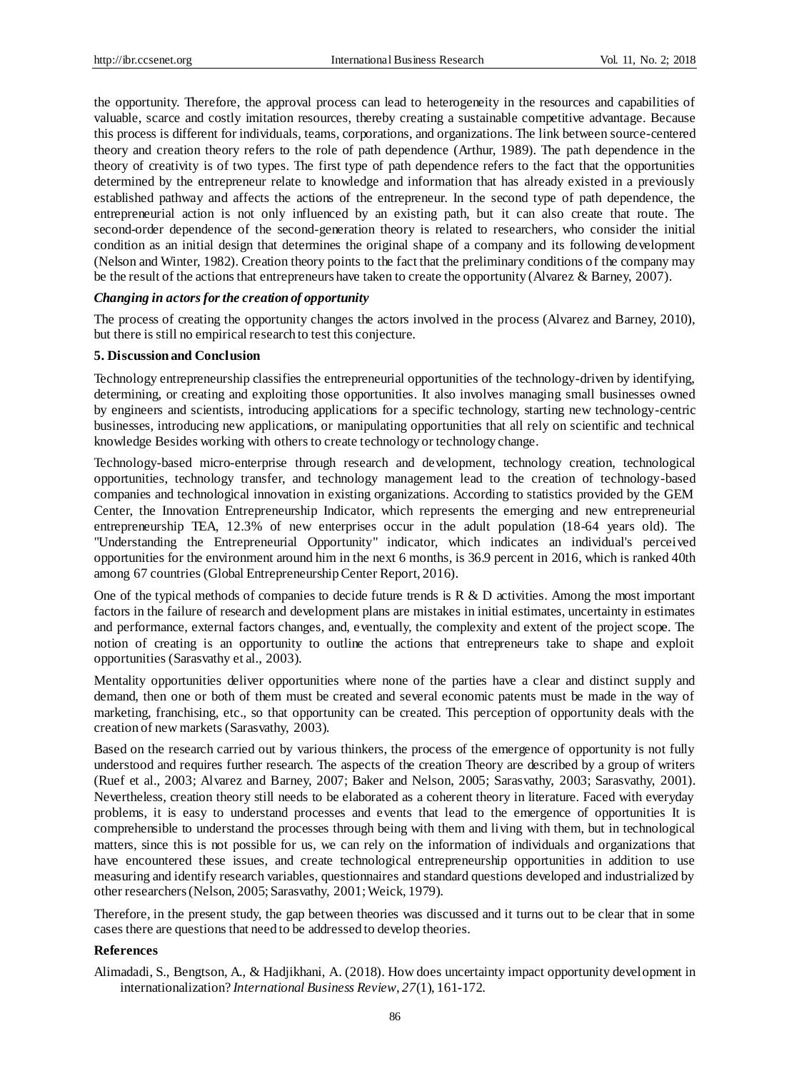the opportunity. Therefore, the approval process can lead to heterogeneity in the resources and capabilities of valuable, scarce and costly imitation resources, thereby creating a sustainable competitive advantage. Because this process is different for individuals, teams, corporations, and organizations. The link between source-centered theory and creation theory refers to the role of path dependence (Arthur, 1989). The path dependence in the theory of creativity is of two types. The first type of path dependence refers to the fact that the opportunities determined by the entrepreneur relate to knowledge and information that has already existed in a previously established pathway and affects the actions of the entrepreneur. In the second type of path dependence, the entrepreneurial action is not only influenced by an existing path, but it can also create that route. The second-order dependence of the second-generation theory is related to researchers, who consider the initial condition as an initial design that determines the original shape of a company and its following development (Nelson and Winter, 1982). Creation theory points to the fact that the preliminary conditions of the company may be the result of the actions that entrepreneurs have taken to create the opportunity (Alvarez & Barney, 2007).

***Changing in actors for the creation of opportunity***

The process of creating the opportunity changes the actors involved in the process (Alvarez and Barney, 2010), but there is still no empirical research to test this conjecture.

## 5. Discussion and Conclusion

Technology entrepreneurship classifies the entrepreneurial opportunities of the technology-driven by identifying, determining, or creating and exploiting those opportunities. It also involves managing small businesses owned by engineers and scientists, introducing applications for a specific technology, starting new technology-centric businesses, introducing new applications, or manipulating opportunities that all rely on scientific and technical knowledge Besides working with others to create technology or technology change.

Technology-based micro-enterprise through research and development, technology creation, technological opportunities, technology transfer, and technology management lead to the creation of technology-based companies and technological innovation in existing organizations. According to statistics provided by the GEM Center, the Innovation Entrepreneurship Indicator, which represents the emerging and new entrepreneurial entrepreneurship TEA, 12.3% of new enterprises occur in the adult population (18-64 years old). The "Understanding the Entrepreneurial Opportunity" indicator, which indicates an individual's perceived opportunities for the environment around him in the next 6 months, is 36.9 percent in 2016, which is ranked 40th among 67 countries (Global Entrepreneurship Center Report, 2016).

One of the typical methods of companies to decide future trends is R & D activities. Among the most important factors in the failure of research and development plans are mistakes in initial estimates, uncertainty in estimates and performance, external factors changes, and, eventually, the complexity and extent of the project scope. The notion of creating is an opportunity to outline the actions that entrepreneurs take to shape and exploit opportunities (Sarasvathy et al., 2003).

Mentality opportunities deliver opportunities where none of the parties have a clear and distinct supply and demand, then one or both of them must be created and several economic patents must be made in the way of marketing, franchising, etc., so that opportunity can be created. This perception of opportunity deals with the creation of new markets (Sarasvathy, 2003).

Based on the research carried out by various thinkers, the process of the emergence of opportunity is not fully understood and requires further research. The aspects of the creation Theory are described by a group of writers (Ruef et al., 2003; Alvarez and Barney, 2007; Baker and Nelson, 2005; Sarasvathy, 2003; Sarasvathy, 2001). Nevertheless, creation theory still needs to be elaborated as a coherent theory in literature. Faced with everyday problems, it is easy to understand processes and events that lead to the emergence of opportunities It is comprehensible to understand the processes through being with them and living with them, but in technological matters, since this is not possible for us, we can rely on the information of individuals and organizations that have encountered these issues, and create technological entrepreneurship opportunities in addition to use measuring and identify research variables, questionnaires and standard questions developed and industrialized by other researchers (Nelson, 2005; Sarasvathy, 2001; Weick, 1979).

Therefore, in the present study, the gap between theories was discussed and it turns out to be clear that in some cases there are questions that need to be addressed to develop theories.

## References

Alimadadi, S., Bengtson, A., & Hadjikhani, A. (2018). How does uncertainty impact opportunity development in internationalization? *International Business Review*, *27*(1), 161-172.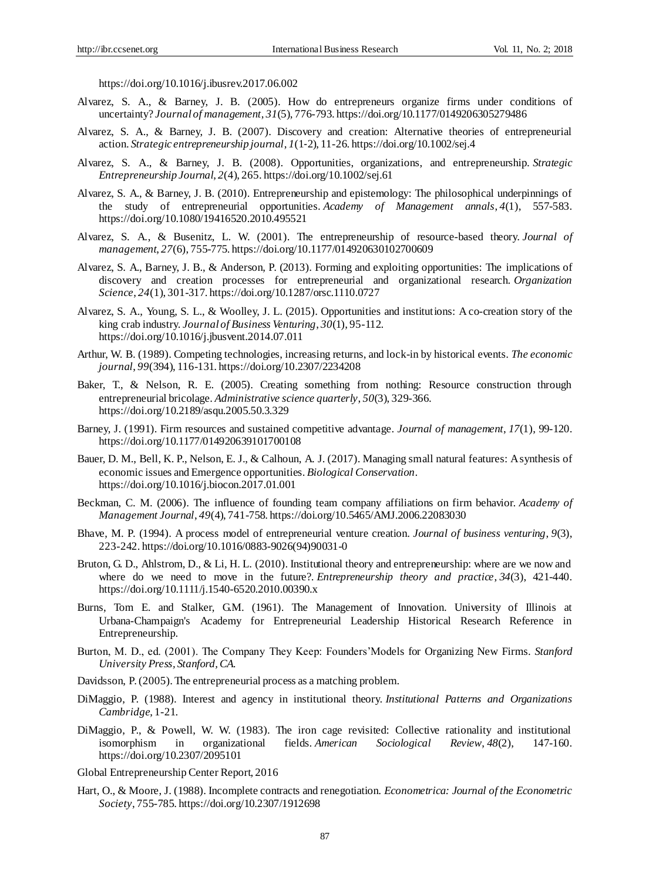https://doi.org/10.1016/j.ibusrev.2017.06.002

Alvarez, S. A., & Barney, J. B. (2005). How do entrepreneurs organize firms under conditions of uncertainty? *Journal of management*, *31*(5), 776-793. https://doi.org/10.1177/0149206305279486

Alvarez, S. A., & Barney, J. B. (2007). Discovery and creation: Alternative theories of entrepreneurial action. *Strategic entrepreneurship journal*, *1*(1-2), 11-26. https://doi.org/10.1002/sej.4

Alvarez, S. A., & Barney, J. B. (2008). Opportunities, organizations, and entrepreneurship. *Strategic Entrepreneurship Journal, 2*(4), 265. https://doi.org/10.1002/sej.61

Alvarez, S. A., & Barney, J. B. (2010). Entrepreneurship and epistemology: The philosophical underpinnings of the study of entrepreneurial opportunities. *Academy of Management annals*, *4*(1), 557-583. https://doi.org/10.1080/19416520.2010.495521

Alvarez, S. A., & Busenitz, L. W. (2001). The entrepreneurship of resource-based theory. *Journal of management, 27*(6), 755-775. https://doi.org/10.1177/014920630102700609

Alvarez, S. A., Barney, J. B., & Anderson, P. (2013). Forming and exploiting opportunities: The implications of discovery and creation processes for entrepreneurial and organizational research. *Organization Science*, *24*(1), 301-317. https://doi.org/10.1287/orsc.1110.0727

Alvarez, S. A., Young, S. L., & Woolley, J. L. (2015). Opportunities and institutions: A co-creation story of the king crab industry. *Journal of Business Venturing*, *30*(1), 95-112. https://doi.org/10.1016/j.jbusvent.2014.07.011

Arthur, W. B. (1989). Competing technologies, increasing returns, and lock-in by historical events. *The economic journal*, *99*(394), 116-131. https://doi.org/10.2307/2234208

Baker, T., & Nelson, R. E. (2005). Creating something from nothing: Resource construction through entrepreneurial bricolage. *Administrative science quarterly*, *50*(3), 329-366. https://doi.org/10.2189/asqu.2005.50.3.329

Barney, J. (1991). Firm resources and sustained competitive advantage. *Journal of management*, *17*(1), 99-120. https://doi.org/10.1177/014920639101700108

Bauer, D. M., Bell, K. P., Nelson, E. J., & Calhoun, A. J. (2017). Managing small natural features: A synthesis of economic issues and Emergence opportunities. *Biological Conservation*. https://doi.org/10.1016/j.biocon.2017.01.001

Beckman, C. M. (2006). The influence of founding team company affiliations on firm behavior. *Academy of Management Journal*, *49*(4), 741-758. https://doi.org/10.5465/AMJ.2006.22083030

Bhave, M. P. (1994). A process model of entrepreneurial venture creation. *Journal of business venturing*, *9*(3), 223-242. https://doi.org/10.1016/0883-9026(94)90031-0

Bruton, G. D., Ahlstrom, D., & Li, H. L. (2010). Institutional theory and entrepreneurship: where are we now and where do we need to move in the future?. *Entrepreneurship theory and practice*, *34*(3), 421-440. https://doi.org/10.1111/j.1540-6520.2010.00390.x

Burns, Tom E. and Stalker, G.M. (1961). The Management of Innovation. University of Illinois at Urbana-Champaign's Academy for Entrepreneurial Leadership Historical Research Reference in Entrepreneurship.

Burton, M. D., ed. (2001). The Company They Keep: Founders'Models for Organizing New Firms. *Stanford University Press, Stanford, CA.*

Davidsson, P. (2005). The entrepreneurial process as a matching problem.

DiMaggio, P. (1988). Interest and agency in institutional theory. *Institutional Patterns and Organizations Cambridge*, 1-21.

DiMaggio, P., & Powell, W. W. (1983). The iron cage revisited: Collective rationality and institutional isomorphism in organizational fields. *American Sociological Review*, *48*(2), 147-160. https://doi.org/10.2307/2095101

Global Entrepreneurship Center Report, 2016

Hart, O., & Moore, J. (1988). Incomplete contracts and renegotiation. *Econometrica: Journal of the Econometric Society*, 755-785. https://doi.org/10.2307/1912698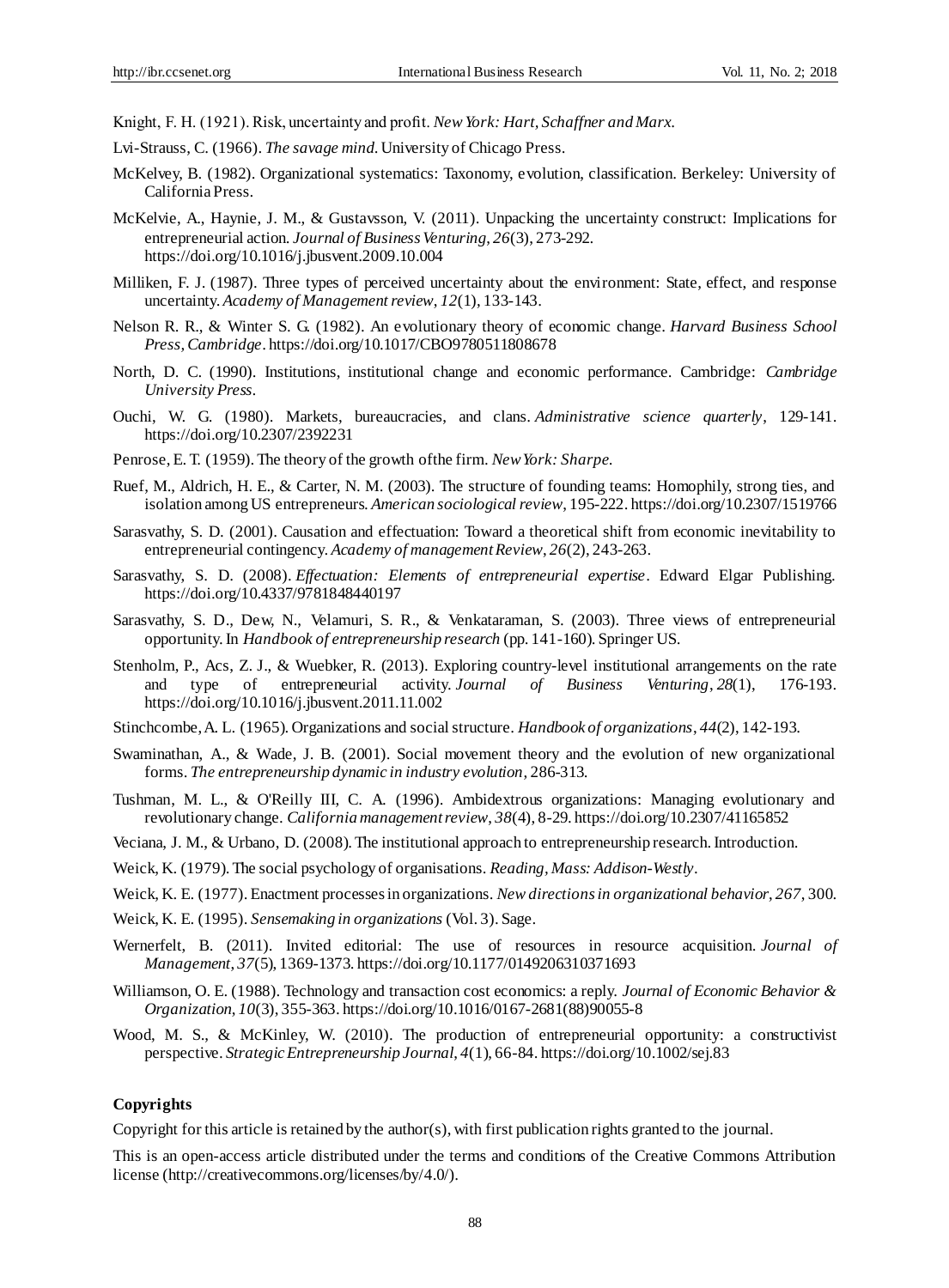Knight, F. H. (1921). Risk, uncertainty and profit. *New York: Hart, Schaffner and Marx.*

Lvi-Strauss, C. (1966). *The savage mind*. University of Chicago Press.

McKelvey, B. (1982). Organizational systematics: Taxonomy, evolution, classification. Berkeley: University of California Press.

McKelvie, A., Haynie, J. M., & Gustavsson, V. (2011). Unpacking the uncertainty construct: Implications for entrepreneurial action. *Journal of Business Venturing*, *26*(3), 273-292. https://doi.org/10.1016/j.jbusvent.2009.10.004

Milliken, F. J. (1987). Three types of perceived uncertainty about the environment: State, effect, and response uncertainty. *Academy of Management review*, *12*(1), 133-143.

Nelson R. R., & Winter S. G. (1982). An evolutionary theory of economic change. *Harvard Business School Press, Cambridge*. https://doi.org/10.1017/CBO9780511808678

North, D. C. (1990). Institutions, institutional change and economic performance. Cambridge: *Cambridge University Press.*

Ouchi, W. G. (1980). Markets, bureaucracies, and clans. *Administrative science quarterly*, 129-141. https://doi.org/10.2307/2392231

Penrose, E. T. (1959). The theory of the growth ofthe firm. *New York: Sharpe.*

Ruef, M., Aldrich, H. E., & Carter, N. M. (2003). The structure of founding teams: Homophily, strong ties, and isolation among US entrepreneurs. *American sociological review*, 195-222. https://doi.org/10.2307/1519766

Sarasvathy, S. D. (2001). Causation and effectuation: Toward a theoretical shift from economic inevitability to entrepreneurial contingency. *Academy of management Review*, *26*(2), 243-263.

Sarasvathy, S. D. (2008). *Effectuation: Elements of entrepreneurial expertise*. Edward Elgar Publishing. https://doi.org/10.4337/9781848440197

Sarasvathy, S. D., Dew, N., Velamuri, S. R., & Venkataraman, S. (2003). Three views of entrepreneurial opportunity. In *Handbook of entrepreneurship research* (pp. 141-160). Springer US.

Stenholm, P., Acs, Z. J., & Wuebker, R. (2013). Exploring country-level institutional arrangements on the rate and type of entrepreneurial activity. *Journal of Business Venturing*, *28*(1), 176-193. https://doi.org/10.1016/j.jbusvent.2011.11.002

Stinchcombe, A. L. (1965). Organizations and social structure. *Handbook of organizations*, *44*(2), 142-193.

Swaminathan, A., & Wade, J. B. (2001). Social movement theory and the evolution of new organizational forms. *The entrepreneurship dynamic in industry evolution*, 286-313.

Tushman, M. L., & O'Reilly III, C. A. (1996). Ambidextrous organizations: Managing evolutionary and revolutionary change. *California management review*, *38*(4), 8-29. https://doi.org/10.2307/41165852

Veciana, J. M., & Urbano, D. (2008). The institutional approach to entrepreneurship research. Introduction.

Weick, K. (1979). The social psychology of organisations. *Reading, Mass: Addison-Westly*.

Weick, K. E. (1977). Enactment processes in organizations. *New directions in organizational behavior*, *267*, 300.

Weick, K. E. (1995). *Sensemaking in organizations* (Vol. 3). Sage.

Wernerfelt, B. (2011). Invited editorial: The use of resources in resource acquisition. *Journal of Management*, *37*(5), 1369-1373. https://doi.org/10.1177/0149206310371693

Williamson, O. E. (1988). Technology and transaction cost economics: a reply. *Journal of Economic Behavior & Organization*, *10*(3), 355-363. https://doi.org/10.1016/0167-2681(88)90055-8

Wood, M. S., & McKinley, W. (2010). The production of entrepreneurial opportunity: a constructivist perspective. *Strategic Entrepreneurship Journal*, *4*(1), 66-84. https://doi.org/10.1002/sej.83

**Copyrights**

Copyright for this article is retained by the author(s), with first publication rights granted to the journal.

This is an open-access article distributed under the terms and conditions of the Creative Commons Attribution license (http://creativecommons.org/licenses/by/4.0/).